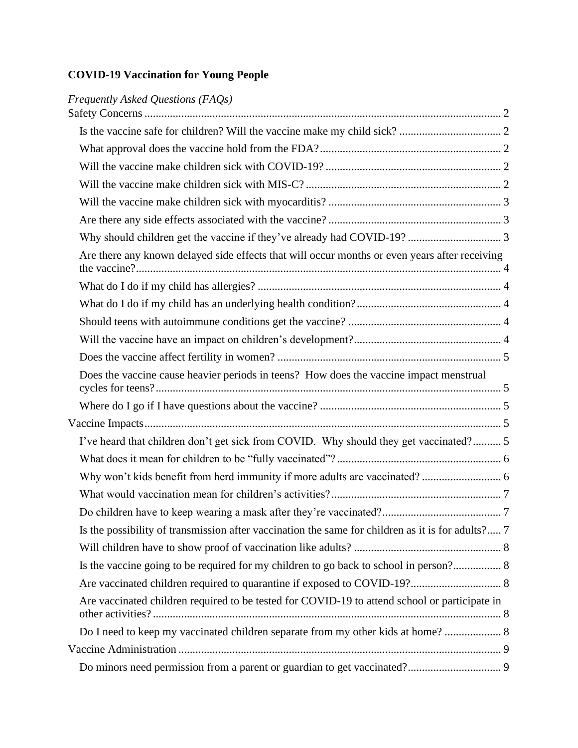**COVID-19 Vaccination for Young People**

*Frequently Asked Questions (FAQs)*

Safety Concerns ..... 2

- Is the vaccine safe for children? Will the vaccine make my child sick? ..... 2
- What approval does the vaccine hold from the FDA? ..... 2
- Will the vaccine make children sick with COVID-19? ..... 2
- Will the vaccine make children sick with MIS-C? ..... 2
- Will the vaccine make children sick with myocarditis? ..... 3
- Are there any side effects associated with the vaccine? ..... 3
- Why should children get the vaccine if they've already had COVID-19? ..... 3
- Are there any known delayed side effects that will occur months or even years after receiving the vaccine? ..... 4
- What do I do if my child has allergies? ..... 4
- What do I do if my child has an underlying health condition? ..... 4
- Should teens with autoimmune conditions get the vaccine? ..... 4
- Will the vaccine have an impact on children's development? ..... 4
- Does the vaccine affect fertility in women? ..... 5
- Does the vaccine cause heavier periods in teens? How does the vaccine impact menstrual cycles for teens? ..... 5
- Where do I go if I have questions about the vaccine? ..... 5

Vaccine Impacts ..... 5

- I've heard that children don't get sick from COVID. Why should they get vaccinated? ..... 5
- What does it mean for children to be "fully vaccinated"? ..... 6
- Why won't kids benefit from herd immunity if more adults are vaccinated? ..... 6
- What would vaccination mean for children's activities? ..... 7
- Do children have to keep wearing a mask after they're vaccinated? ..... 7
- Is the possibility of transmission after vaccination the same for children as it is for adults? ..... 7
- Will children have to show proof of vaccination like adults? ..... 8
- Is the vaccine going to be required for my children to go back to school in person? ..... 8
- Are vaccinated children required to quarantine if exposed to COVID-19? ..... 8
- Are vaccinated children required to be tested for COVID-19 to attend school or participate in other activities? ..... 8
- Do I need to keep my vaccinated children separate from my other kids at home? ..... 8

Vaccine Administration ..... 9

- Do minors need permission from a parent or guardian to get vaccinated? ..... 9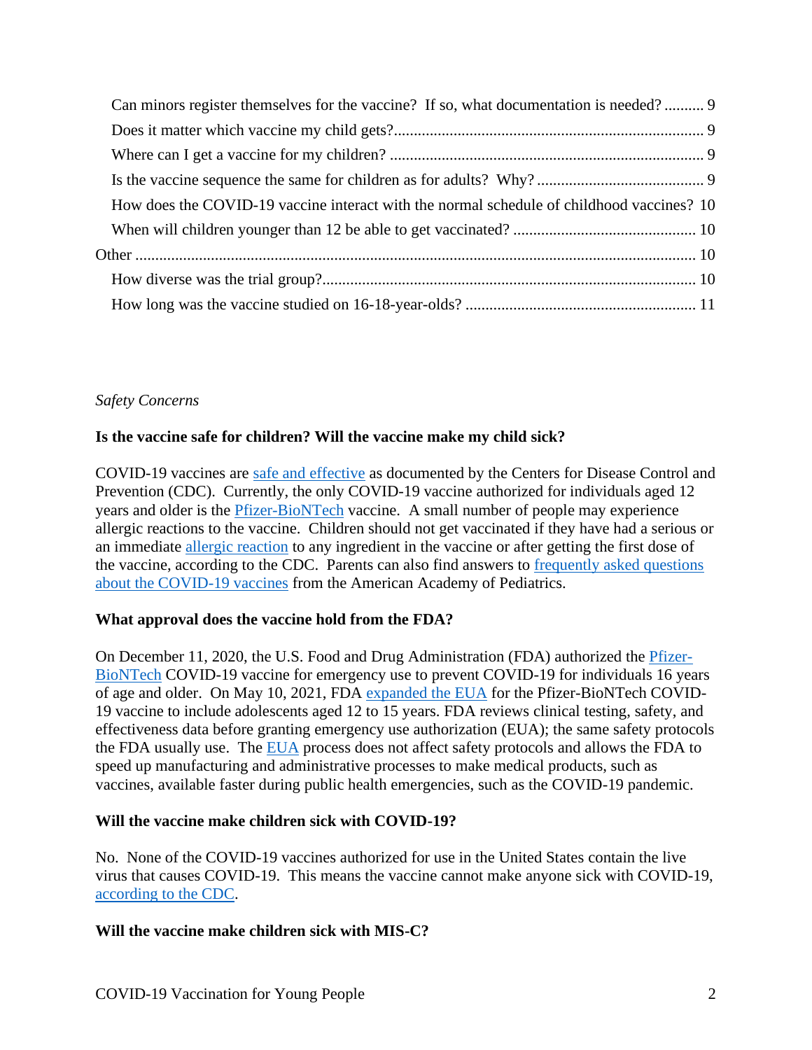Can minors register themselves for the vaccine? If so, what documentation is needed? .......... 9
Does it matter which vaccine my child gets? .......... 9
Where can I get a vaccine for my children? .......... 9
Is the vaccine sequence the same for children as for adults? Why? .......... 9
How does the COVID-19 vaccine interact with the normal schedule of childhood vaccines? 10
When will children younger than 12 be able to get vaccinated? .......... 10
Other .......... 10
How diverse was the trial group? .......... 10
How long was the vaccine studied on 16-18-year-olds? .......... 11

*Safety Concerns*

**Is the vaccine safe for children? Will the vaccine make my child sick?**

COVID-19 vaccines are safe and effective as documented by the Centers for Disease Control and Prevention (CDC). Currently, the only COVID-19 vaccine authorized for individuals aged 12 years and older is the Pfizer-BioNTech vaccine. A small number of people may experience allergic reactions to the vaccine. Children should not get vaccinated if they have had a serious or an immediate allergic reaction to any ingredient in the vaccine or after getting the first dose of the vaccine, according to the CDC. Parents can also find answers to frequently asked questions about the COVID-19 vaccines from the American Academy of Pediatrics.

**What approval does the vaccine hold from the FDA?**

On December 11, 2020, the U.S. Food and Drug Administration (FDA) authorized the Pfizer-BioNTech COVID-19 vaccine for emergency use to prevent COVID-19 for individuals 16 years of age and older. On May 10, 2021, FDA expanded the EUA for the Pfizer-BioNTech COVID-19 vaccine to include adolescents aged 12 to 15 years. FDA reviews clinical testing, safety, and effectiveness data before granting emergency use authorization (EUA); the same safety protocols the FDA usually use. The EUA process does not affect safety protocols and allows the FDA to speed up manufacturing and administrative processes to make medical products, such as vaccines, available faster during public health emergencies, such as the COVID-19 pandemic.

**Will the vaccine make children sick with COVID-19?**

No. None of the COVID-19 vaccines authorized for use in the United States contain the live virus that causes COVID-19. This means the vaccine cannot make anyone sick with COVID-19, according to the CDC.

**Will the vaccine make children sick with MIS-C?**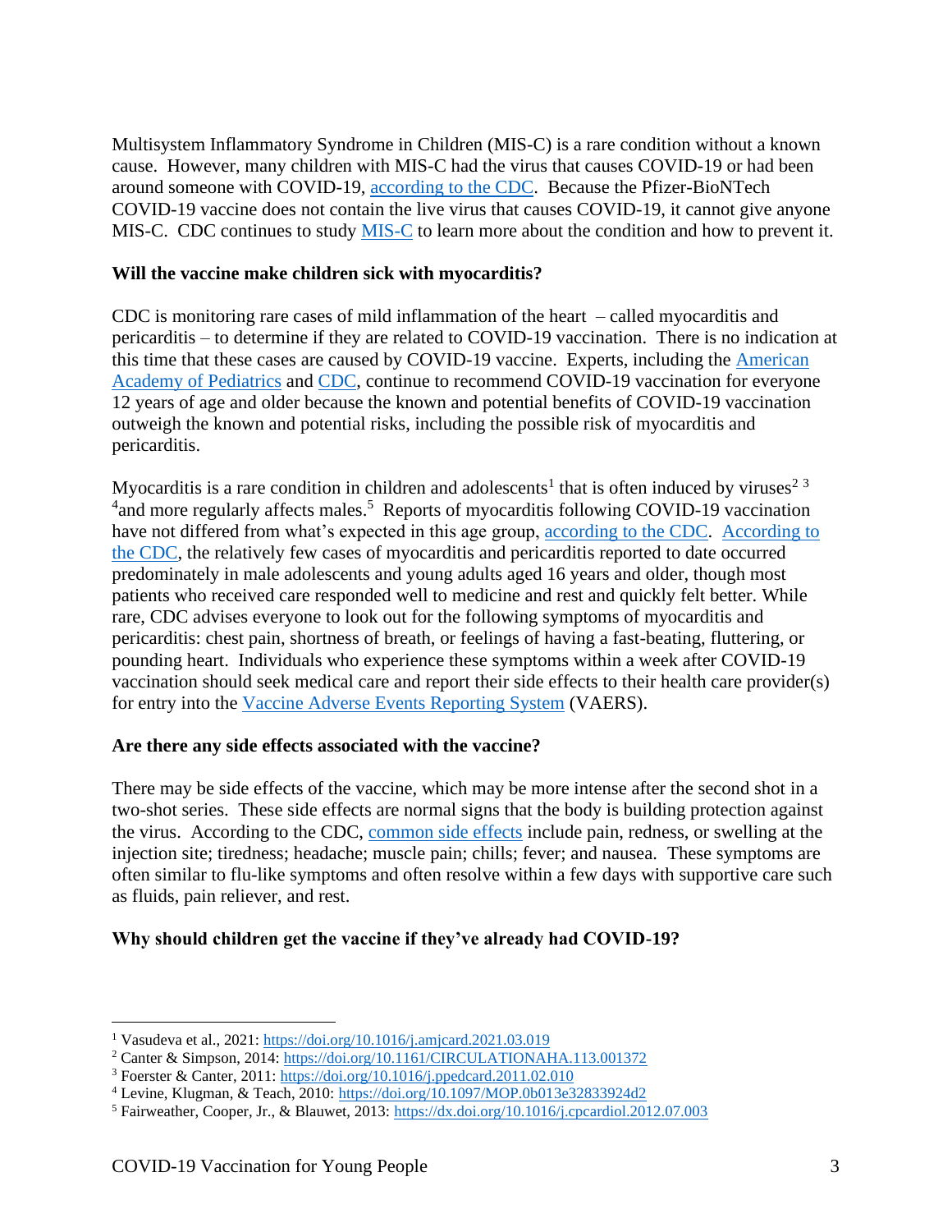Multisystem Inflammatory Syndrome in Children (MIS-C) is a rare condition without a known cause. However, many children with MIS-C had the virus that causes COVID-19 or had been around someone with COVID-19, according to the CDC. Because the Pfizer-BioNTech COVID-19 vaccine does not contain the live virus that causes COVID-19, it cannot give anyone MIS-C. CDC continues to study MIS-C to learn more about the condition and how to prevent it.

**Will the vaccine make children sick with myocarditis?**

CDC is monitoring rare cases of mild inflammation of the heart – called myocarditis and pericarditis – to determine if they are related to COVID-19 vaccination. There is no indication at this time that these cases are caused by COVID-19 vaccine. Experts, including the American Academy of Pediatrics and CDC, continue to recommend COVID-19 vaccination for everyone 12 years of age and older because the known and potential benefits of COVID-19 vaccination outweigh the known and potential risks, including the possible risk of myocarditis and pericarditis.

Myocarditis is a rare condition in children and adolescents[1] that is often induced by viruses[2] [3] [4]and more regularly affects males.[5] Reports of myocarditis following COVID-19 vaccination have not differed from what's expected in this age group, according to the CDC. According to the CDC, the relatively few cases of myocarditis and pericarditis reported to date occurred predominately in male adolescents and young adults aged 16 years and older, though most patients who received care responded well to medicine and rest and quickly felt better. While rare, CDC advises everyone to look out for the following symptoms of myocarditis and pericarditis: chest pain, shortness of breath, or feelings of having a fast-beating, fluttering, or pounding heart. Individuals who experience these symptoms within a week after COVID-19 vaccination should seek medical care and report their side effects to their health care provider(s) for entry into the Vaccine Adverse Events Reporting System (VAERS).

**Are there any side effects associated with the vaccine?**

There may be side effects of the vaccine, which may be more intense after the second shot in a two-shot series. These side effects are normal signs that the body is building protection against the virus. According to the CDC, common side effects include pain, redness, or swelling at the injection site; tiredness; headache; muscle pain; chills; fever; and nausea. These symptoms are often similar to flu-like symptoms and often resolve within a few days with supportive care such as fluids, pain reliever, and rest.

**Why should children get the vaccine if they've already had COVID-19?**

---

[1] Vasudeva et al., 2021: https://doi.org/10.1016/j.amjcard.2021.03.019

[2] Canter & Simpson, 2014: https://doi.org/10.1161/CIRCULATIONAHA.113.001372

[3] Foerster & Canter, 2011: https://doi.org/10.1016/j.ppedcard.2011.02.010

[4] Levine, Klugman, & Teach, 2010: https://doi.org/10.1097/MOP.0b013e32833924d2

[5] Fairweather, Cooper, Jr., & Blauwet, 2013: https://dx.doi.org/10.1016/j.cpcardiol.2012.07.003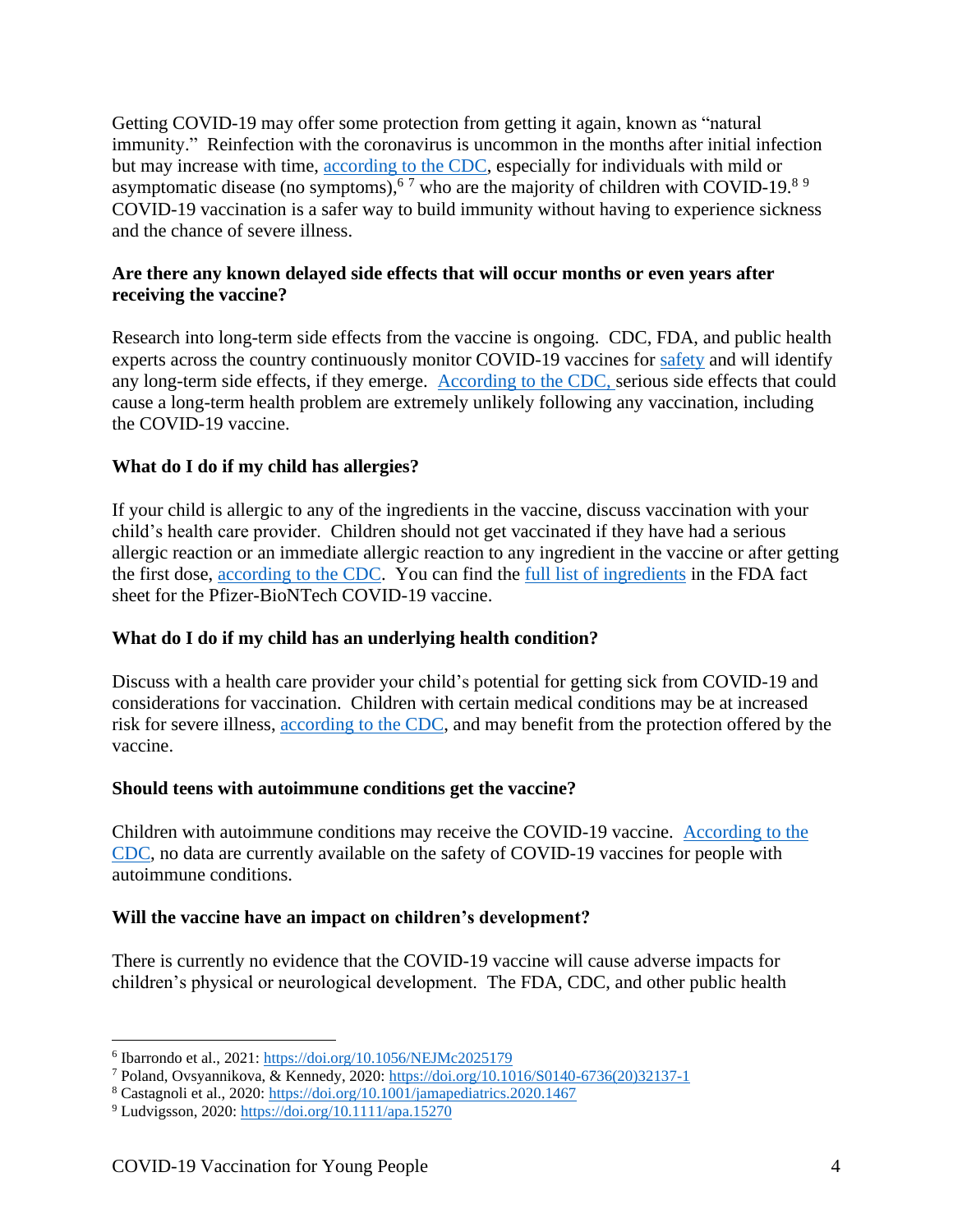Getting COVID-19 may offer some protection from getting it again, known as "natural immunity." Reinfection with the coronavirus is uncommon in the months after initial infection but may increase with time, according to the CDC, especially for individuals with mild or asymptomatic disease (no symptoms),[6] [7] who are the majority of children with COVID-19.[8] [9] COVID-19 vaccination is a safer way to build immunity without having to experience sickness and the chance of severe illness.

**Are there any known delayed side effects that will occur months or even years after receiving the vaccine?**

Research into long-term side effects from the vaccine is ongoing. CDC, FDA, and public health experts across the country continuously monitor COVID-19 vaccines for safety and will identify any long-term side effects, if they emerge. According to the CDC, serious side effects that could cause a long-term health problem are extremely unlikely following any vaccination, including the COVID-19 vaccine.

**What do I do if my child has allergies?**

If your child is allergic to any of the ingredients in the vaccine, discuss vaccination with your child's health care provider. Children should not get vaccinated if they have had a serious allergic reaction or an immediate allergic reaction to any ingredient in the vaccine or after getting the first dose, according to the CDC. You can find the full list of ingredients in the FDA fact sheet for the Pfizer-BioNTech COVID-19 vaccine.

**What do I do if my child has an underlying health condition?**

Discuss with a health care provider your child's potential for getting sick from COVID-19 and considerations for vaccination. Children with certain medical conditions may be at increased risk for severe illness, according to the CDC, and may benefit from the protection offered by the vaccine.

**Should teens with autoimmune conditions get the vaccine?**

Children with autoimmune conditions may receive the COVID-19 vaccine. According to the CDC, no data are currently available on the safety of COVID-19 vaccines for people with autoimmune conditions.

**Will the vaccine have an impact on children's development?**

There is currently no evidence that the COVID-19 vaccine will cause adverse impacts for children's physical or neurological development. The FDA, CDC, and other public health

---

[6] Ibarrondo et al., 2021: https://doi.org/10.1056/NEJMc2025179

[7] Poland, Ovsyannikova, & Kennedy, 2020: https://doi.org/10.1016/S0140-6736(20)32137-1

[8] Castagnoli et al., 2020: https://doi.org/10.1001/jamapediatrics.2020.1467

[9] Ludvigsson, 2020: https://doi.org/10.1111/apa.15270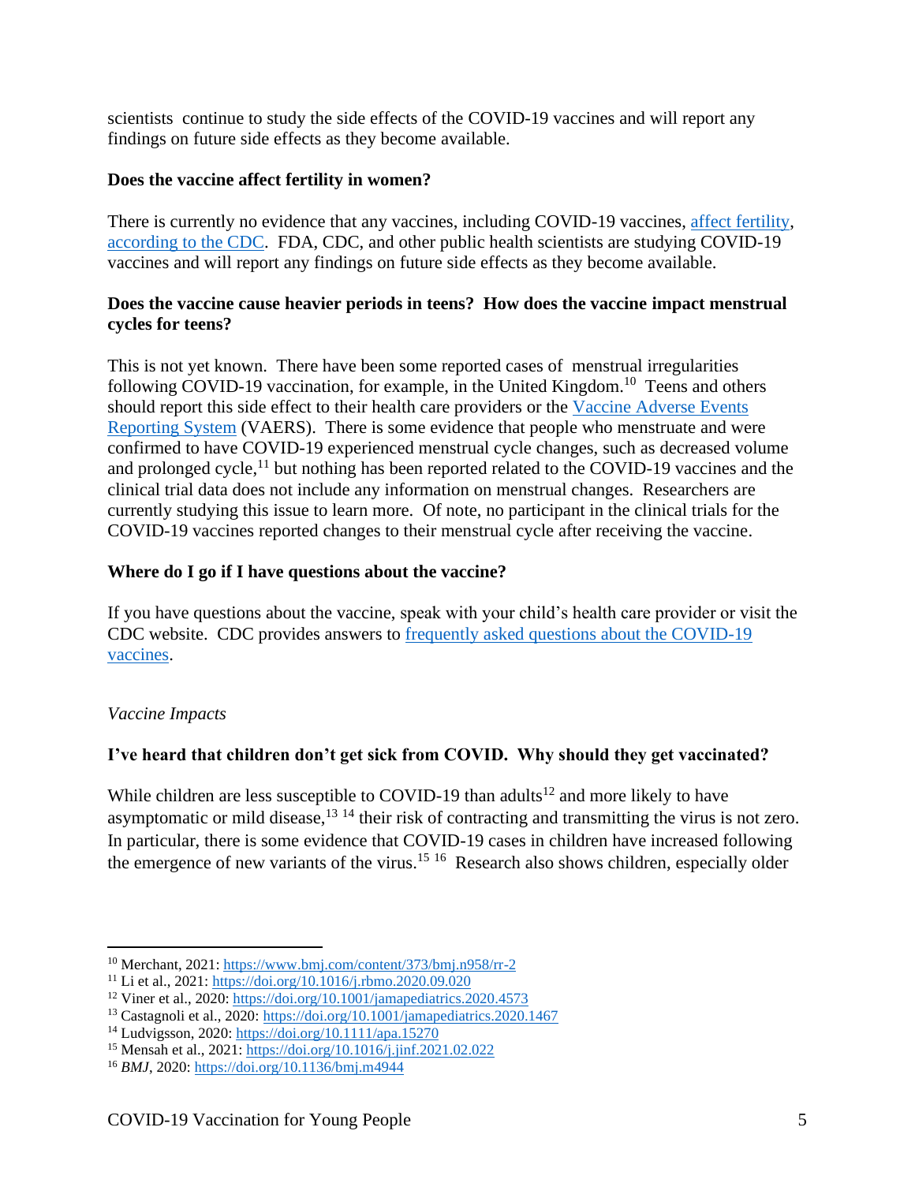scientists continue to study the side effects of the COVID-19 vaccines and will report any findings on future side effects as they become available.

**Does the vaccine affect fertility in women?**

There is currently no evidence that any vaccines, including COVID-19 vaccines, affect fertility, according to the CDC. FDA, CDC, and other public health scientists are studying COVID-19 vaccines and will report any findings on future side effects as they become available.

**Does the vaccine cause heavier periods in teens? How does the vaccine impact menstrual cycles for teens?**

This is not yet known. There have been some reported cases of menstrual irregularities following COVID-19 vaccination, for example, in the United Kingdom.[10] Teens and others should report this side effect to their health care providers or the Vaccine Adverse Events Reporting System (VAERS). There is some evidence that people who menstruate and were confirmed to have COVID-19 experienced menstrual cycle changes, such as decreased volume and prolonged cycle,[11] but nothing has been reported related to the COVID-19 vaccines and the clinical trial data does not include any information on menstrual changes. Researchers are currently studying this issue to learn more. Of note, no participant in the clinical trials for the COVID-19 vaccines reported changes to their menstrual cycle after receiving the vaccine.

**Where do I go if I have questions about the vaccine?**

If you have questions about the vaccine, speak with your child's health care provider or visit the CDC website. CDC provides answers to frequently asked questions about the COVID-19 vaccines.

*Vaccine Impacts*

**I've heard that children don't get sick from COVID. Why should they get vaccinated?**

While children are less susceptible to COVID-19 than adults[12] and more likely to have asymptomatic or mild disease,[13] [14] their risk of contracting and transmitting the virus is not zero. In particular, there is some evidence that COVID-19 cases in children have increased following the emergence of new variants of the virus.[15] [16] Research also shows children, especially older

---

[10] Merchant, 2021: https://www.bmj.com/content/373/bmj.n958/rr-2
[11] Li et al., 2021: https://doi.org/10.1016/j.rbmo.2020.09.020
[12] Viner et al., 2020: https://doi.org/10.1001/jamapediatrics.2020.4573
[13] Castagnoli et al., 2020: https://doi.org/10.1001/jamapediatrics.2020.1467
[14] Ludvigsson, 2020: https://doi.org/10.1111/apa.15270
[15] Mensah et al., 2021: https://doi.org/10.1016/j.jinf.2021.02.022
[16] *BMJ*, 2020: https://doi.org/10.1136/bmj.m4944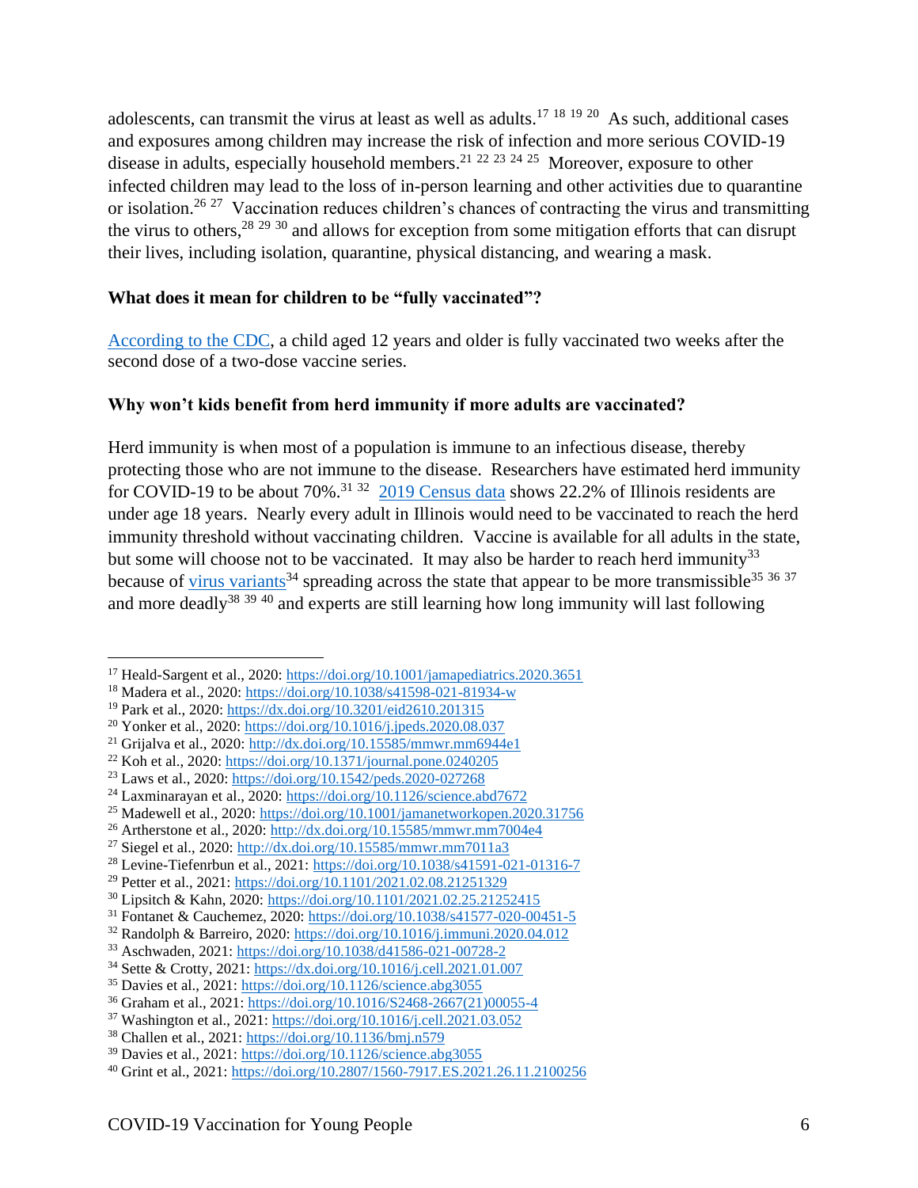adolescents, can transmit the virus at least as well as adults.[17] [18] [19] [20] As such, additional cases and exposures among children may increase the risk of infection and more serious COVID-19 disease in adults, especially household members.[21] [22] [23] [24] [25] Moreover, exposure to other infected children may lead to the loss of in-person learning and other activities due to quarantine or isolation.[26] [27] Vaccination reduces children's chances of contracting the virus and transmitting the virus to others,[28] [29] [30] and allows for exception from some mitigation efforts that can disrupt their lives, including isolation, quarantine, physical distancing, and wearing a mask.

**What does it mean for children to be "fully vaccinated"?**

According to the CDC, a child aged 12 years and older is fully vaccinated two weeks after the second dose of a two-dose vaccine series.

**Why won't kids benefit from herd immunity if more adults are vaccinated?**

Herd immunity is when most of a population is immune to an infectious disease, thereby protecting those who are not immune to the disease. Researchers have estimated herd immunity for COVID-19 to be about 70%.[31] [32] 2019 Census data shows 22.2% of Illinois residents are under age 18 years. Nearly every adult in Illinois would need to be vaccinated to reach the herd immunity threshold without vaccinating children. Vaccine is available for all adults in the state, but some will choose not to be vaccinated. It may also be harder to reach herd immunity[33] because of virus variants[34] spreading across the state that appear to be more transmissible[35] [36] [37] and more deadly[38] [39] [40] and experts are still learning how long immunity will last following

---

[17] Heald-Sargent et al., 2020: https://doi.org/10.1001/jamapediatrics.2020.3651
[18] Madera et al., 2020: https://doi.org/10.1038/s41598-021-81934-w
[19] Park et al., 2020: https://dx.doi.org/10.3201/eid2610.201315
[20] Yonker et al., 2020: https://doi.org/10.1016/j.jpeds.2020.08.037
[21] Grijalva et al., 2020: http://dx.doi.org/10.15585/mmwr.mm6944e1
[22] Koh et al., 2020: https://doi.org/10.1371/journal.pone.0240205
[23] Laws et al., 2020: https://doi.org/10.1542/peds.2020-027268
[24] Laxminarayan et al., 2020: https://doi.org/10.1126/science.abd7672
[25] Madewell et al., 2020: https://doi.org/10.1001/jamanetworkopen.2020.31756
[26] Artherstone et al., 2020: http://dx.doi.org/10.15585/mmwr.mm7004e4
[27] Siegel et al., 2020: http://dx.doi.org/10.15585/mmwr.mm7011a3
[28] Levine-Tiefenrbun et al., 2021: https://doi.org/10.1038/s41591-021-01316-7
[29] Petter et al., 2021: https://doi.org/10.1101/2021.02.08.21251329
[30] Lipsitch & Kahn, 2020: https://doi.org/10.1101/2021.02.25.21252415
[31] Fontanet & Cauchemez, 2020: https://doi.org/10.1038/s41577-020-00451-5
[32] Randolph & Barreiro, 2020: https://doi.org/10.1016/j.immuni.2020.04.012
[33] Aschwaden, 2021: https://doi.org/10.1038/d41586-021-00728-2
[34] Sette & Crotty, 2021: https://dx.doi.org/10.1016/j.cell.2021.01.007
[35] Davies et al., 2021: https://doi.org/10.1126/science.abg3055
[36] Graham et al., 2021: https://doi.org/10.1016/S2468-2667(21)00055-4
[37] Washington et al., 2021: https://doi.org/10.1016/j.cell.2021.03.052
[38] Challen et al., 2021: https://doi.org/10.1136/bmj.n579
[39] Davies et al., 2021: https://doi.org/10.1126/science.abg3055
[40] Grint et al., 2021: https://doi.org/10.2807/1560-7917.ES.2021.26.11.2100256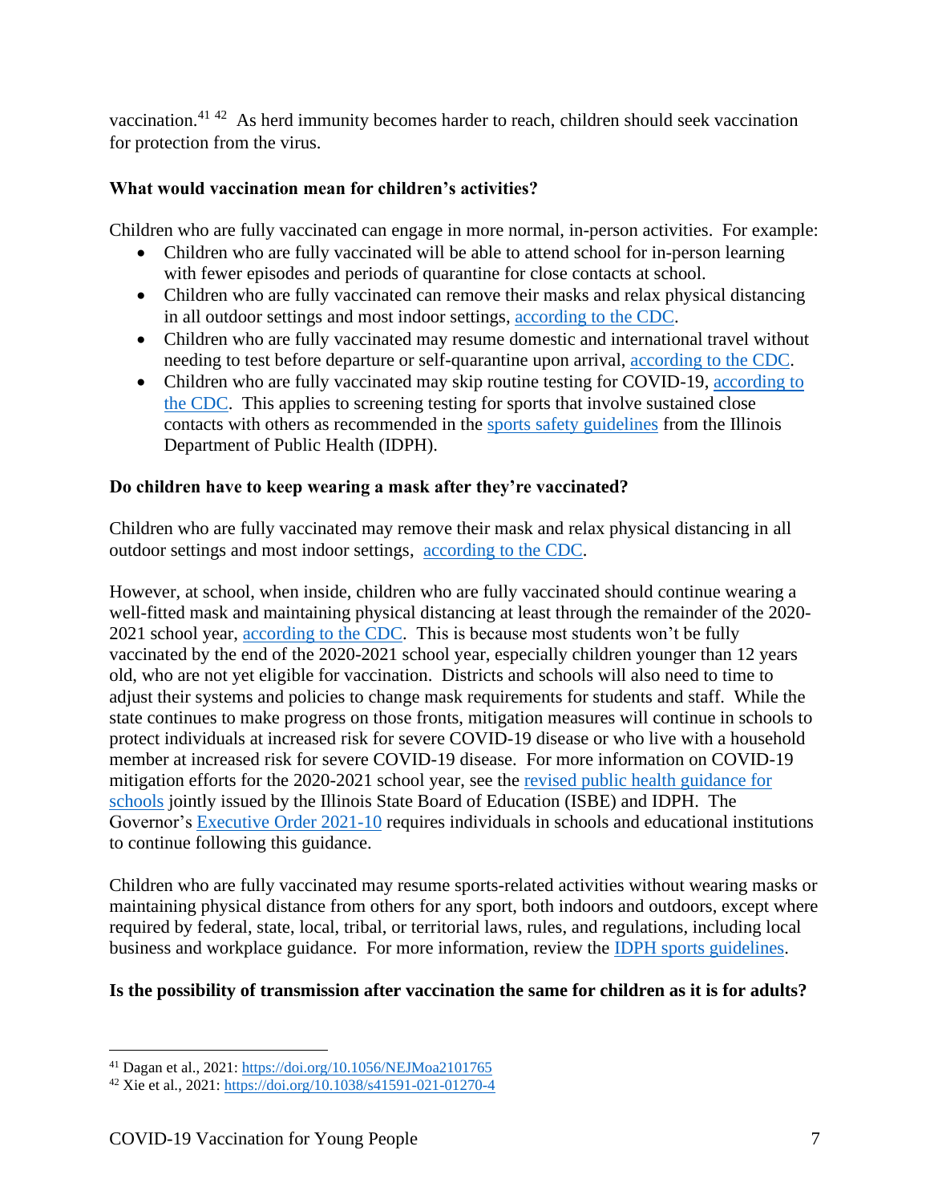vaccination.[41] [42] As herd immunity becomes harder to reach, children should seek vaccination for protection from the virus.

**What would vaccination mean for children's activities?**

Children who are fully vaccinated can engage in more normal, in-person activities. For example:

- Children who are fully vaccinated will be able to attend school for in-person learning with fewer episodes and periods of quarantine for close contacts at school.
- Children who are fully vaccinated can remove their masks and relax physical distancing in all outdoor settings and most indoor settings, according to the CDC.
- Children who are fully vaccinated may resume domestic and international travel without needing to test before departure or self-quarantine upon arrival, according to the CDC.
- Children who are fully vaccinated may skip routine testing for COVID-19, according to the CDC. This applies to screening testing for sports that involve sustained close contacts with others as recommended in the sports safety guidelines from the Illinois Department of Public Health (IDPH).

**Do children have to keep wearing a mask after they're vaccinated?**

Children who are fully vaccinated may remove their mask and relax physical distancing in all outdoor settings and most indoor settings, according to the CDC.

However, at school, when inside, children who are fully vaccinated should continue wearing a well-fitted mask and maintaining physical distancing at least through the remainder of the 2020-2021 school year, according to the CDC. This is because most students won't be fully vaccinated by the end of the 2020-2021 school year, especially children younger than 12 years old, who are not yet eligible for vaccination. Districts and schools will also need to time to adjust their systems and policies to change mask requirements for students and staff. While the state continues to make progress on those fronts, mitigation measures will continue in schools to protect individuals at increased risk for severe COVID-19 disease or who live with a household member at increased risk for severe COVID-19 disease. For more information on COVID-19 mitigation efforts for the 2020-2021 school year, see the revised public health guidance for schools jointly issued by the Illinois State Board of Education (ISBE) and IDPH. The Governor's Executive Order 2021-10 requires individuals in schools and educational institutions to continue following this guidance.

Children who are fully vaccinated may resume sports-related activities without wearing masks or maintaining physical distance from others for any sport, both indoors and outdoors, except where required by federal, state, local, tribal, or territorial laws, rules, and regulations, including local business and workplace guidance. For more information, review the IDPH sports guidelines.

**Is the possibility of transmission after vaccination the same for children as it is for adults?**

---

[41] Dagan et al., 2021: https://doi.org/10.1056/NEJMoa2101765

[42] Xie et al., 2021: https://doi.org/10.1038/s41591-021-01270-4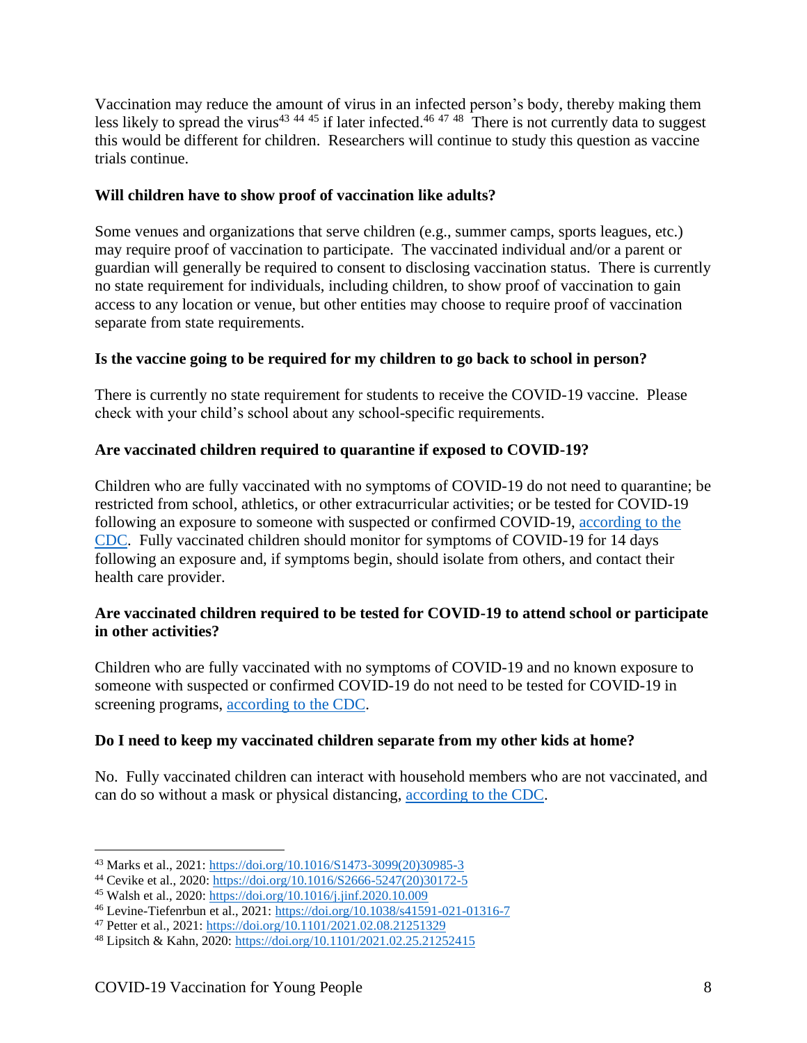Vaccination may reduce the amount of virus in an infected person's body, thereby making them less likely to spread the virus[43] [44] [45] if later infected.[46] [47] [48] There is not currently data to suggest this would be different for children. Researchers will continue to study this question as vaccine trials continue.

**Will children have to show proof of vaccination like adults?**

Some venues and organizations that serve children (e.g., summer camps, sports leagues, etc.) may require proof of vaccination to participate. The vaccinated individual and/or a parent or guardian will generally be required to consent to disclosing vaccination status. There is currently no state requirement for individuals, including children, to show proof of vaccination to gain access to any location or venue, but other entities may choose to require proof of vaccination separate from state requirements.

**Is the vaccine going to be required for my children to go back to school in person?**

There is currently no state requirement for students to receive the COVID-19 vaccine. Please check with your child's school about any school-specific requirements.

**Are vaccinated children required to quarantine if exposed to COVID-19?**

Children who are fully vaccinated with no symptoms of COVID-19 do not need to quarantine; be restricted from school, athletics, or other extracurricular activities; or be tested for COVID-19 following an exposure to someone with suspected or confirmed COVID-19, according to the CDC. Fully vaccinated children should monitor for symptoms of COVID-19 for 14 days following an exposure and, if symptoms begin, should isolate from others, and contact their health care provider.

**Are vaccinated children required to be tested for COVID-19 to attend school or participate in other activities?**

Children who are fully vaccinated with no symptoms of COVID-19 and no known exposure to someone with suspected or confirmed COVID-19 do not need to be tested for COVID-19 in screening programs, according to the CDC.

**Do I need to keep my vaccinated children separate from my other kids at home?**

No. Fully vaccinated children can interact with household members who are not vaccinated, and can do so without a mask or physical distancing, according to the CDC.

---

[43] Marks et al., 2021: https://doi.org/10.1016/S1473-3099(20)30985-3

[44] Cevike et al., 2020: https://doi.org/10.1016/S2666-5247(20)30172-5

[45] Walsh et al., 2020: https://doi.org/10.1016/j.jinf.2020.10.009

[46] Levine-Tiefenrbun et al., 2021: https://doi.org/10.1038/s41591-021-01316-7

[47] Petter et al., 2021: https://doi.org/10.1101/2021.02.08.21251329

[48] Lipsitch & Kahn, 2020: https://doi.org/10.1101/2021.02.25.21252415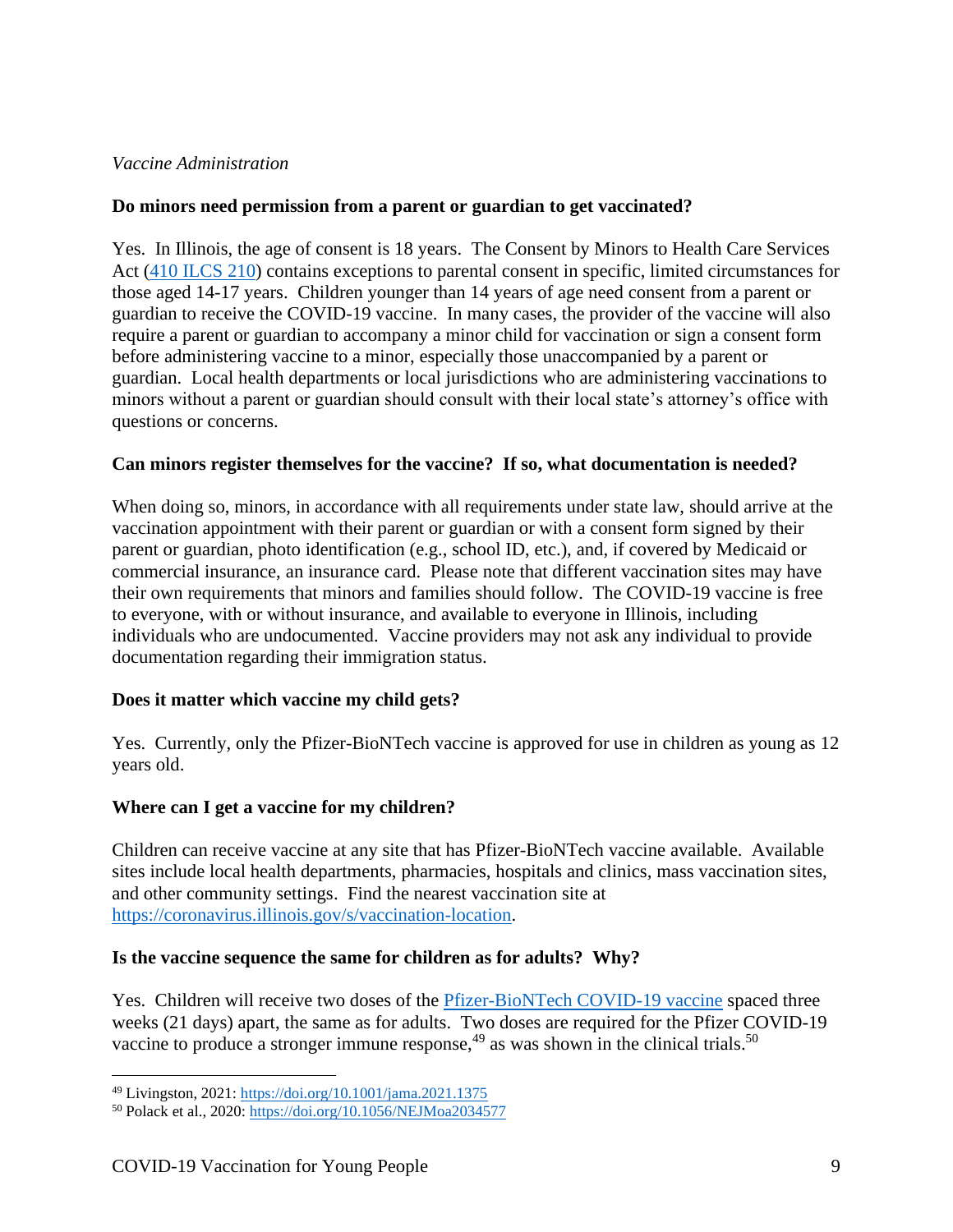*Vaccine Administration*

**Do minors need permission from a parent or guardian to get vaccinated?**

Yes. In Illinois, the age of consent is 18 years. The Consent by Minors to Health Care Services Act ([410 ILCS 210](410 ILCS 210)) contains exceptions to parental consent in specific, limited circumstances for those aged 14-17 years. Children younger than 14 years of age need consent from a parent or guardian to receive the COVID-19 vaccine. In many cases, the provider of the vaccine will also require a parent or guardian to accompany a minor child for vaccination or sign a consent form before administering vaccine to a minor, especially those unaccompanied by a parent or guardian. Local health departments or local jurisdictions who are administering vaccinations to minors without a parent or guardian should consult with their local state's attorney's office with questions or concerns.

**Can minors register themselves for the vaccine? If so, what documentation is needed?**

When doing so, minors, in accordance with all requirements under state law, should arrive at the vaccination appointment with their parent or guardian or with a consent form signed by their parent or guardian, photo identification (e.g., school ID, etc.), and, if covered by Medicaid or commercial insurance, an insurance card. Please note that different vaccination sites may have their own requirements that minors and families should follow. The COVID-19 vaccine is free to everyone, with or without insurance, and available to everyone in Illinois, including individuals who are undocumented. Vaccine providers may not ask any individual to provide documentation regarding their immigration status.

**Does it matter which vaccine my child gets?**

Yes. Currently, only the Pfizer-BioNTech vaccine is approved for use in children as young as 12 years old.

**Where can I get a vaccine for my children?**

Children can receive vaccine at any site that has Pfizer-BioNTech vaccine available. Available sites include local health departments, pharmacies, hospitals and clinics, mass vaccination sites, and other community settings. Find the nearest vaccination site at https://coronavirus.illinois.gov/s/vaccination-location.

**Is the vaccine sequence the same for children as for adults? Why?**

Yes. Children will receive two doses of the Pfizer-BioNTech COVID-19 vaccine spaced three weeks (21 days) apart, the same as for adults. Two doses are required for the Pfizer COVID-19 vaccine to produce a stronger immune response,[49] as was shown in the clinical trials.[50]

---

[49] Livingston, 2021: https://doi.org/10.1001/jama.2021.1375

[50] Polack et al., 2020: https://doi.org/10.1056/NEJMoa2034577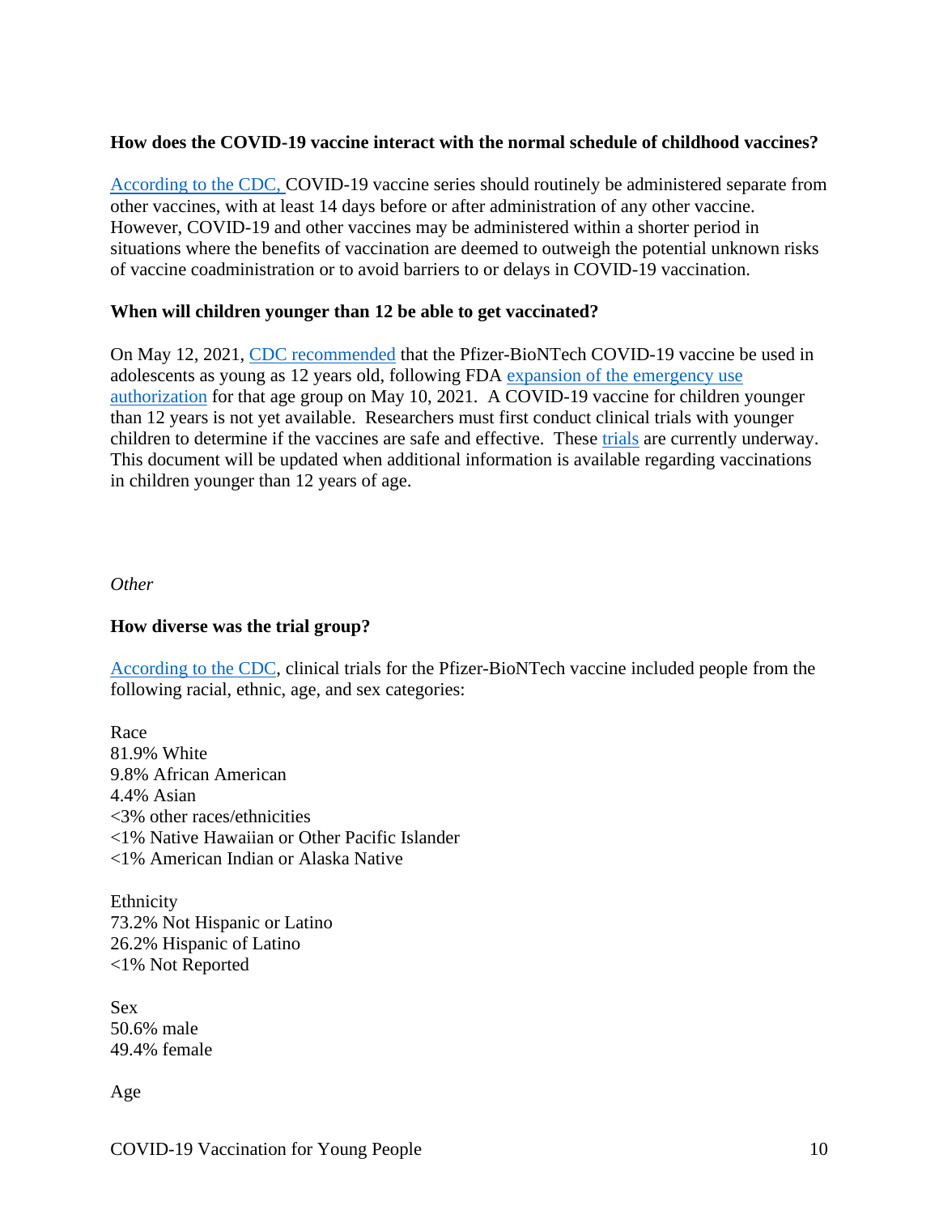**How does the COVID-19 vaccine interact with the normal schedule of childhood vaccines?**

According to the CDC, COVID-19 vaccine series should routinely be administered separate from other vaccines, with at least 14 days before or after administration of any other vaccine. However, COVID-19 and other vaccines may be administered within a shorter period in situations where the benefits of vaccination are deemed to outweigh the potential unknown risks of vaccine coadministration or to avoid barriers to or delays in COVID-19 vaccination.

**When will children younger than 12 be able to get vaccinated?**

On May 12, 2021, CDC recommended that the Pfizer-BioNTech COVID-19 vaccine be used in adolescents as young as 12 years old, following FDA expansion of the emergency use authorization for that age group on May 10, 2021. A COVID-19 vaccine for children younger than 12 years is not yet available. Researchers must first conduct clinical trials with younger children to determine if the vaccines are safe and effective. These trials are currently underway. This document will be updated when additional information is available regarding vaccinations in children younger than 12 years of age.

*Other*

**How diverse was the trial group?**

According to the CDC, clinical trials for the Pfizer-BioNTech vaccine included people from the following racial, ethnic, age, and sex categories:

Race
81.9% White
9.8% African American
4.4% Asian
<3% other races/ethnicities
<1% Native Hawaiian or Other Pacific Islander
<1% American Indian or Alaska Native

Ethnicity
73.2% Not Hispanic or Latino
26.2% Hispanic of Latino
<1% Not Reported

Sex
50.6% male
49.4% female

Age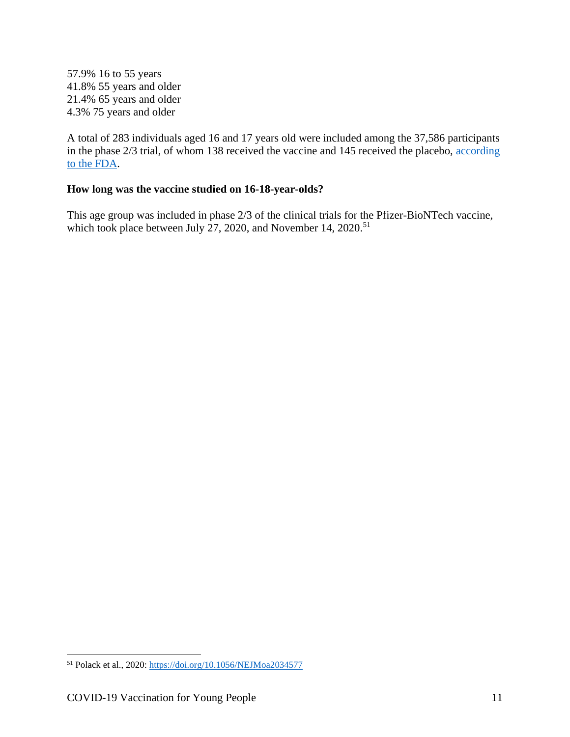57.9% 16 to 55 years
41.8% 55 years and older
21.4% 65 years and older
4.3% 75 years and older

A total of 283 individuals aged 16 and 17 years old were included among the 37,586 participants in the phase 2/3 trial, of whom 138 received the vaccine and 145 received the placebo, according to the FDA.

**How long was the vaccine studied on 16-18-year-olds?**

This age group was included in phase 2/3 of the clinical trials for the Pfizer-BioNTech vaccine, which took place between July 27, 2020, and November 14, 2020.[51]

---

[51] Polack et al., 2020: https://doi.org/10.1056/NEJMoa2034577